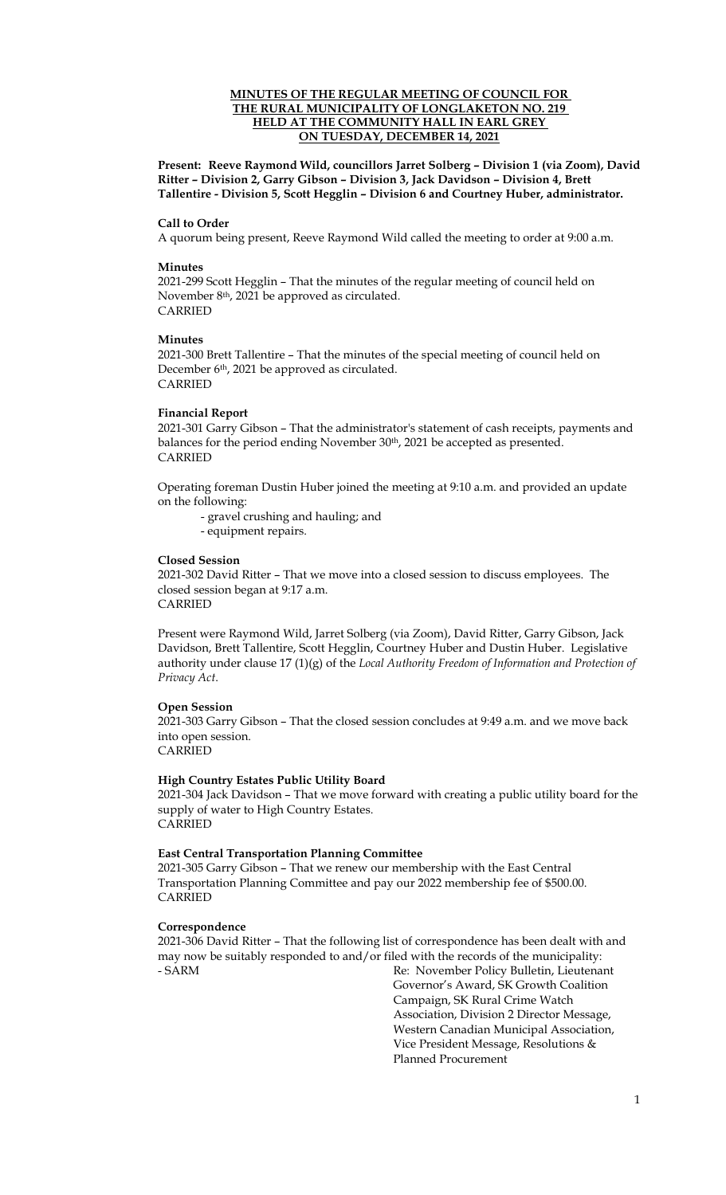**MINUTES OF THE REGULAR MEETING OF COUNCIL FOR THE RURAL MUNICIPALITY OF LONGLAKETON NO. 219 HELD AT THE COMMUNITY HALL IN EARL GREY ON TUESDAY, DECEMBER 14, 2021**

**Present: Reeve Raymond Wild, councillors Jarret Solberg – Division 1 (via Zoom), David Ritter – Division 2, Garry Gibson – Division 3, Jack Davidson – Division 4, Brett Tallentire - Division 5, Scott Hegglin – Division 6 and Courtney Huber, administrator.**

**Call to Order**

A quorum being present, Reeve Raymond Wild called the meeting to order at 9:00 a.m.

**Minutes**

2021-299 Scott Hegglin – That the minutes of the regular meeting of council held on November 8th, 2021 be approved as circulated.
CARRIED

**Minutes**

2021-300 Brett Tallentire – That the minutes of the special meeting of council held on December 6th, 2021 be approved as circulated.
CARRIED

**Financial Report**

2021-301 Garry Gibson – That the administrator's statement of cash receipts, payments and balances for the period ending November 30th, 2021 be accepted as presented.
CARRIED

Operating foreman Dustin Huber joined the meeting at 9:10 a.m. and provided an update on the following:

- gravel crushing and hauling; and
- equipment repairs.

**Closed Session**

2021-302 David Ritter – That we move into a closed session to discuss employees. The closed session began at 9:17 a.m.
CARRIED

Present were Raymond Wild, Jarret Solberg (via Zoom), David Ritter, Garry Gibson, Jack Davidson, Brett Tallentire, Scott Hegglin, Courtney Huber and Dustin Huber. Legislative authority under clause 17 (1)(g) of the *Local Authority Freedom of Information and Protection of Privacy Act*.

**Open Session**

2021-303 Garry Gibson – That the closed session concludes at 9:49 a.m. and we move back into open session.
CARRIED

**High Country Estates Public Utility Board**

2021-304 Jack Davidson – That we move forward with creating a public utility board for the supply of water to High Country Estates.
CARRIED

**East Central Transportation Planning Committee**

2021-305 Garry Gibson – That we renew our membership with the East Central Transportation Planning Committee and pay our 2022 membership fee of $500.00.
CARRIED

**Correspondence**

2021-306 David Ritter – That the following list of correspondence has been dealt with and may now be suitably responded to and/or filed with the records of the municipality:

- SARM Re: November Policy Bulletin, Lieutenant Governor's Award, SK Growth Coalition Campaign, SK Rural Crime Watch Association, Division 2 Director Message, Western Canadian Municipal Association, Vice President Message, Resolutions & Planned Procurement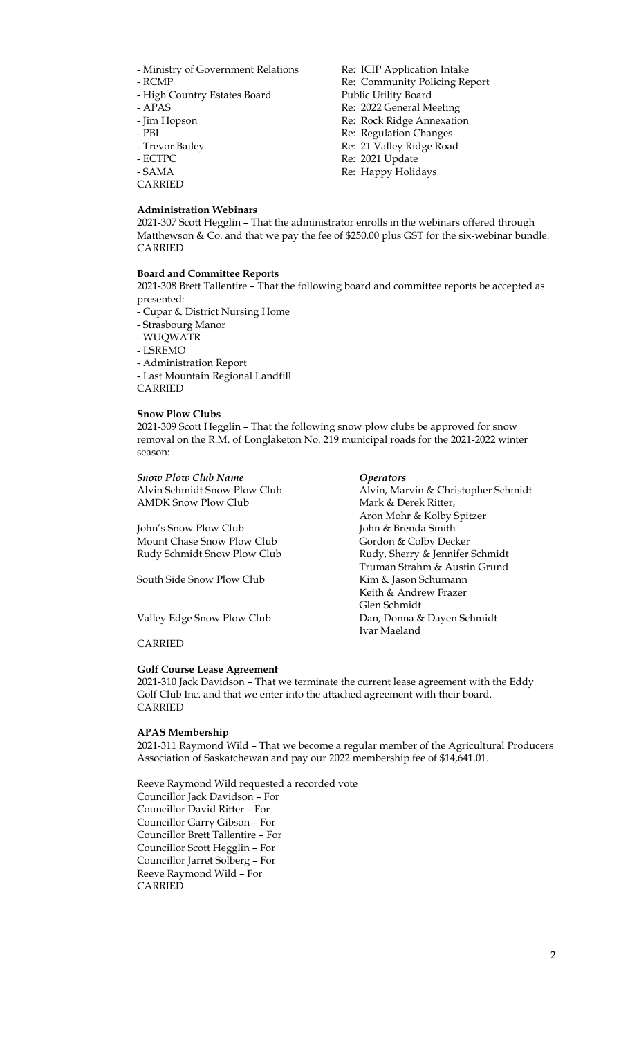- Ministry of Government Relations — Re: ICIP Application Intake
- RCMP — Re: Community Policing Report
- High Country Estates Board — Public Utility Board
- APAS — Re: 2022 General Meeting
- Jim Hopson — Re: Rock Ridge Annexation
- PBI — Re: Regulation Changes
- Trevor Bailey — Re: 21 Valley Ridge Road
- ECTPC — Re: 2021 Update
- SAMA — Re: Happy Holidays

CARRIED

**Administration Webinars**

2021-307 Scott Hegglin – That the administrator enrolls in the webinars offered through Matthewson & Co. and that we pay the fee of $250.00 plus GST for the six-webinar bundle.
CARRIED

**Board and Committee Reports**

2021-308 Brett Tallentire – That the following board and committee reports be accepted as presented:

- Cupar & District Nursing Home
- Strasbourg Manor
- WUQWATR
- LSREMO
- Administration Report
- Last Mountain Regional Landfill

CARRIED

**Snow Plow Clubs**

2021-309 Scott Hegglin – That the following snow plow clubs be approved for snow removal on the R.M. of Longlaketon No. 219 municipal roads for the 2021-2022 winter season:

| *Snow Plow Club Name* | *Operators* |
|---|---|
| Alvin Schmidt Snow Plow Club | Alvin, Marvin & Christopher Schmidt |
| AMDK Snow Plow Club | Mark & Derek Ritter, Aron Mohr & Kolby Spitzer |
| John's Snow Plow Club | John & Brenda Smith |
| Mount Chase Snow Plow Club | Gordon & Colby Decker |
| Rudy Schmidt Snow Plow Club | Rudy, Sherry & Jennifer Schmidt Truman Strahm & Austin Grund |
| South Side Snow Plow Club | Kim & Jason Schumann Keith & Andrew Frazer Glen Schmidt |
| Valley Edge Snow Plow Club | Dan, Donna & Dayen Schmidt Ivar Maeland |

CARRIED

**Golf Course Lease Agreement**

2021-310 Jack Davidson – That we terminate the current lease agreement with the Eddy Golf Club Inc. and that we enter into the attached agreement with their board.
CARRIED

**APAS Membership**

2021-311 Raymond Wild – That we become a regular member of the Agricultural Producers Association of Saskatchewan and pay our 2022 membership fee of $14,641.01.

Reeve Raymond Wild requested a recorded vote
Councillor Jack Davidson – For
Councillor David Ritter – For
Councillor Garry Gibson – For
Councillor Brett Tallentire – For
Councillor Scott Hegglin – For
Councillor Jarret Solberg – For
Reeve Raymond Wild – For
CARRIED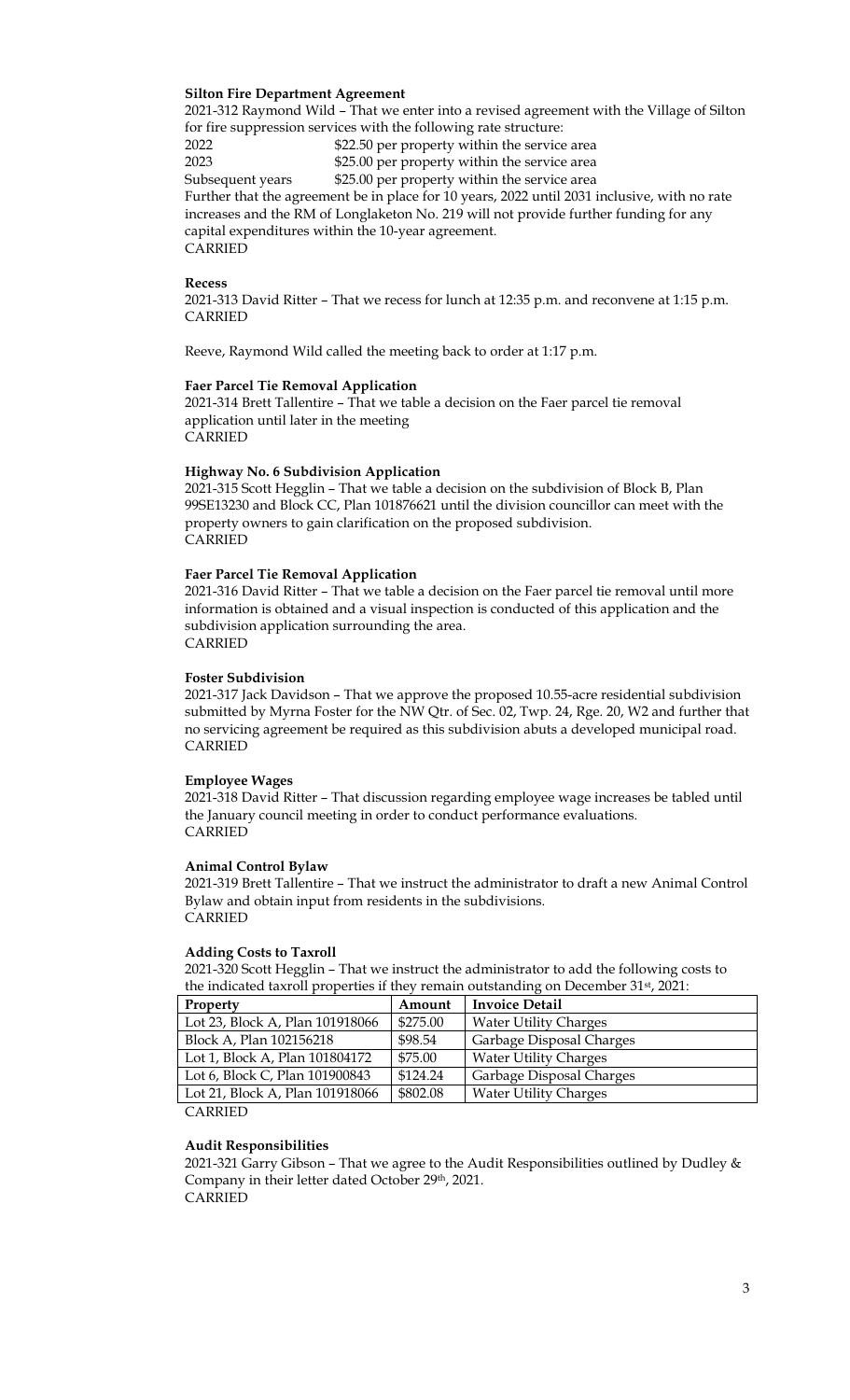**Silton Fire Department Agreement**

2021-312 Raymond Wild – That we enter into a revised agreement with the Village of Silton for fire suppression services with the following rate structure:

2022 $22.50 per property within the service area
2023 $25.00 per property within the service area
Subsequent years $25.00 per property within the service area

Further that the agreement be in place for 10 years, 2022 until 2031 inclusive, with no rate increases and the RM of Longlaketon No. 219 will not provide further funding for any capital expenditures within the 10-year agreement.
CARRIED

**Recess**

2021-313 David Ritter – That we recess for lunch at 12:35 p.m. and reconvene at 1:15 p.m.
CARRIED

Reeve, Raymond Wild called the meeting back to order at 1:17 p.m.

**Faer Parcel Tie Removal Application**

2021-314 Brett Tallentire – That we table a decision on the Faer parcel tie removal application until later in the meeting
CARRIED

**Highway No. 6 Subdivision Application**

2021-315 Scott Hegglin – That we table a decision on the subdivision of Block B, Plan 99SE13230 and Block CC, Plan 101876621 until the division councillor can meet with the property owners to gain clarification on the proposed subdivision.
CARRIED

**Faer Parcel Tie Removal Application**

2021-316 David Ritter – That we table a decision on the Faer parcel tie removal until more information is obtained and a visual inspection is conducted of this application and the subdivision application surrounding the area.
CARRIED

**Foster Subdivision**

2021-317 Jack Davidson – That we approve the proposed 10.55-acre residential subdivision submitted by Myrna Foster for the NW Qtr. of Sec. 02, Twp. 24, Rge. 20, W2 and further that no servicing agreement be required as this subdivision abuts a developed municipal road.
CARRIED

**Employee Wages**

2021-318 David Ritter – That discussion regarding employee wage increases be tabled until the January council meeting in order to conduct performance evaluations.
CARRIED

**Animal Control Bylaw**

2021-319 Brett Tallentire – That we instruct the administrator to draft a new Animal Control Bylaw and obtain input from residents in the subdivisions.
CARRIED

**Adding Costs to Taxroll**

2021-320 Scott Hegglin – That we instruct the administrator to add the following costs to the indicated taxroll properties if they remain outstanding on December 31st, 2021:

| Property | Amount | Invoice Detail |
|---|---|---|
| Lot 23, Block A, Plan 101918066 | $275.00 | Water Utility Charges |
| Block A, Plan 102156218 | $98.54 | Garbage Disposal Charges |
| Lot 1, Block A, Plan 101804172 | $75.00 | Water Utility Charges |
| Lot 6, Block C, Plan 101900843 | $124.24 | Garbage Disposal Charges |
| Lot 21, Block A, Plan 101918066 | $802.08 | Water Utility Charges |

CARRIED

**Audit Responsibilities**

2021-321 Garry Gibson – That we agree to the Audit Responsibilities outlined by Dudley & Company in their letter dated October 29th, 2021.
CARRIED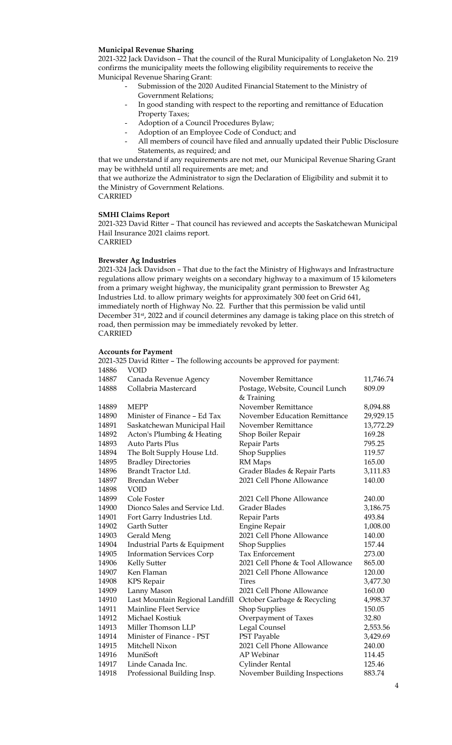**Municipal Revenue Sharing**

2021-322 Jack Davidson – That the council of the Rural Municipality of Longlaketon No. 219 confirms the municipality meets the following eligibility requirements to receive the Municipal Revenue Sharing Grant:

- Submission of the 2020 Audited Financial Statement to the Ministry of Government Relations;
- In good standing with respect to the reporting and remittance of Education Property Taxes;
- Adoption of a Council Procedures Bylaw;
- Adoption of an Employee Code of Conduct; and
- All members of council have filed and annually updated their Public Disclosure Statements, as required; and

that we understand if any requirements are not met, our Municipal Revenue Sharing Grant may be withheld until all requirements are met; and

that we authorize the Administrator to sign the Declaration of Eligibility and submit it to the Ministry of Government Relations.

CARRIED

**SMHI Claims Report**

2021-323 David Ritter – That council has reviewed and accepts the Saskatchewan Municipal Hail Insurance 2021 claims report.

CARRIED

**Brewster Ag Industries**

2021-324 Jack Davidson – That due to the fact the Ministry of Highways and Infrastructure regulations allow primary weights on a secondary highway to a maximum of 15 kilometers from a primary weight highway, the municipality grant permission to Brewster Ag Industries Ltd. to allow primary weights for approximately 300 feet on Grid 641, immediately north of Highway No. 22. Further that this permission be valid until December 31st, 2022 and if council determines any damage is taking place on this stretch of road, then permission may be immediately revoked by letter.

CARRIED

**Accounts for Payment**

2021-325 David Ritter – The following accounts be approved for payment:

| | | | |
|---|---|---|---|
| 14886 | VOID | | |
| 14887 | Canada Revenue Agency | November Remittance | 11,746.74 |
| 14888 | Collabria Mastercard | Postage, Website, Council Lunch & Training | 809.09 |
| 14889 | MEPP | November Remittance | 8,094.88 |
| 14890 | Minister of Finance – Ed Tax | November Education Remittance | 29,929.15 |
| 14891 | Saskatchewan Municipal Hail | November Remittance | 13,772.29 |
| 14892 | Acton's Plumbing & Heating | Shop Boiler Repair | 169.28 |
| 14893 | Auto Parts Plus | Repair Parts | 795.25 |
| 14894 | The Bolt Supply House Ltd. | Shop Supplies | 119.57 |
| 14895 | Bradley Directories | RM Maps | 165.00 |
| 14896 | Brandt Tractor Ltd. | Grader Blades & Repair Parts | 3,111.83 |
| 14897 | Brendan Weber | 2021 Cell Phone Allowance | 140.00 |
| 14898 | VOID | | |
| 14899 | Cole Foster | 2021 Cell Phone Allowance | 240.00 |
| 14900 | Dionco Sales and Service Ltd. | Grader Blades | 3,186.75 |
| 14901 | Fort Garry Industries Ltd. | Repair Parts | 493.84 |
| 14902 | Garth Sutter | Engine Repair | 1,008.00 |
| 14903 | Gerald Meng | 2021 Cell Phone Allowance | 140.00 |
| 14904 | Industrial Parts & Equipment | Shop Supplies | 157.44 |
| 14905 | Information Services Corp | Tax Enforcement | 273.00 |
| 14906 | Kelly Sutter | 2021 Cell Phone & Tool Allowance | 865.00 |
| 14907 | Ken Flaman | 2021 Cell Phone Allowance | 120.00 |
| 14908 | KPS Repair | Tires | 3,477.30 |
| 14909 | Lanny Mason | 2021 Cell Phone Allowance | 160.00 |
| 14910 | Last Mountain Regional Landfill | October Garbage & Recycling | 4,998.37 |
| 14911 | Mainline Fleet Service | Shop Supplies | 150.05 |
| 14912 | Michael Kostiuk | Overpayment of Taxes | 32.80 |
| 14913 | Miller Thomson LLP | Legal Counsel | 2,553.56 |
| 14914 | Minister of Finance - PST | PST Payable | 3,429.69 |
| 14915 | Mitchell Nixon | 2021 Cell Phone Allowance | 240.00 |
| 14916 | MuniSoft | AP Webinar | 114.45 |
| 14917 | Linde Canada Inc. | Cylinder Rental | 125.46 |
| 14918 | Professional Building Insp. | November Building Inspections | 883.74 |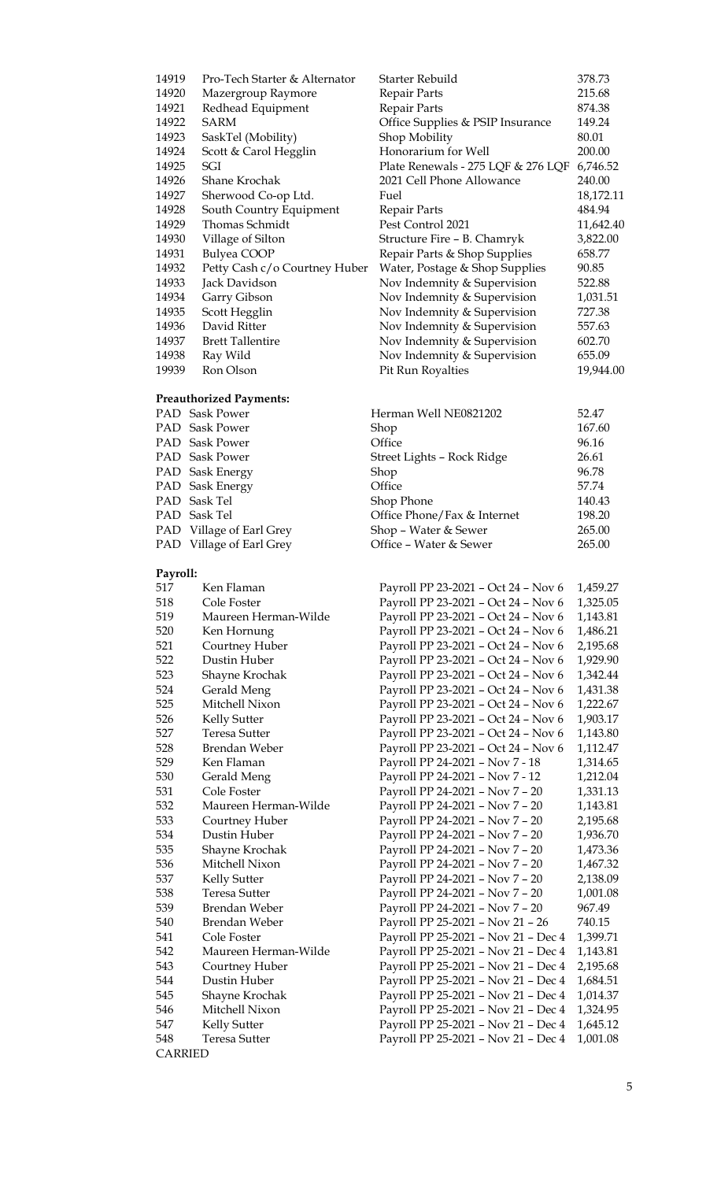| | | | |
|---|---|---|---|
| 14919 | Pro-Tech Starter & Alternator | Starter Rebuild | 378.73 |
| 14920 | Mazergroup Raymore | Repair Parts | 215.68 |
| 14921 | Redhead Equipment | Repair Parts | 874.38 |
| 14922 | SARM | Office Supplies & PSIP Insurance | 149.24 |
| 14923 | SaskTel (Mobility) | Shop Mobility | 80.01 |
| 14924 | Scott & Carol Hegglin | Honorarium for Well | 200.00 |
| 14925 | SGI | Plate Renewals - 275 LQF & 276 LQF | 6,746.52 |
| 14926 | Shane Krochak | 2021 Cell Phone Allowance | 240.00 |
| 14927 | Sherwood Co-op Ltd. | Fuel | 18,172.11 |
| 14928 | South Country Equipment | Repair Parts | 484.94 |
| 14929 | Thomas Schmidt | Pest Control 2021 | 11,642.40 |
| 14930 | Village of Silton | Structure Fire – B. Chamryk | 3,822.00 |
| 14931 | Bulyea COOP | Repair Parts & Shop Supplies | 658.77 |
| 14932 | Petty Cash c/o Courtney Huber | Water, Postage & Shop Supplies | 90.85 |
| 14933 | Jack Davidson | Nov Indemnity & Supervision | 522.88 |
| 14934 | Garry Gibson | Nov Indemnity & Supervision | 1,031.51 |
| 14935 | Scott Hegglin | Nov Indemnity & Supervision | 727.38 |
| 14936 | David Ritter | Nov Indemnity & Supervision | 557.63 |
| 14937 | Brett Tallentire | Nov Indemnity & Supervision | 602.70 |
| 14938 | Ray Wild | Nov Indemnity & Supervision | 655.09 |
| 19939 | Ron Olson | Pit Run Royalties | 19,944.00 |

**Preauthorized Payments:**

| | | | |
|---|---|---|---|
| PAD | Sask Power | Herman Well NE0821202 | 52.47 |
| PAD | Sask Power | Shop | 167.60 |
| PAD | Sask Power | Office | 96.16 |
| PAD | Sask Power | Street Lights – Rock Ridge | 26.61 |
| PAD | Sask Energy | Shop | 96.78 |
| PAD | Sask Energy | Office | 57.74 |
| PAD | Sask Tel | Shop Phone | 140.43 |
| PAD | Sask Tel | Office Phone/Fax & Internet | 198.20 |
| PAD | Village of Earl Grey | Shop – Water & Sewer | 265.00 |
| PAD | Village of Earl Grey | Office – Water & Sewer | 265.00 |

**Payroll:**

| | | | |
|---|---|---|---|
| 517 | Ken Flaman | Payroll PP 23-2021 – Oct 24 – Nov 6 | 1,459.27 |
| 518 | Cole Foster | Payroll PP 23-2021 – Oct 24 – Nov 6 | 1,325.05 |
| 519 | Maureen Herman-Wilde | Payroll PP 23-2021 – Oct 24 – Nov 6 | 1,143.81 |
| 520 | Ken Hornung | Payroll PP 23-2021 – Oct 24 – Nov 6 | 1,486.21 |
| 521 | Courtney Huber | Payroll PP 23-2021 – Oct 24 – Nov 6 | 2,195.68 |
| 522 | Dustin Huber | Payroll PP 23-2021 – Oct 24 – Nov 6 | 1,929.90 |
| 523 | Shayne Krochak | Payroll PP 23-2021 – Oct 24 – Nov 6 | 1,342.44 |
| 524 | Gerald Meng | Payroll PP 23-2021 – Oct 24 – Nov 6 | 1,431.38 |
| 525 | Mitchell Nixon | Payroll PP 23-2021 – Oct 24 – Nov 6 | 1,222.67 |
| 526 | Kelly Sutter | Payroll PP 23-2021 – Oct 24 – Nov 6 | 1,903.17 |
| 527 | Teresa Sutter | Payroll PP 23-2021 – Oct 24 – Nov 6 | 1,143.80 |
| 528 | Brendan Weber | Payroll PP 23-2021 – Oct 24 – Nov 6 | 1,112.47 |
| 529 | Ken Flaman | Payroll PP 24-2021 – Nov 7 - 18 | 1,314.65 |
| 530 | Gerald Meng | Payroll PP 24-2021 – Nov 7 - 12 | 1,212.04 |
| 531 | Cole Foster | Payroll PP 24-2021 – Nov 7 – 20 | 1,331.13 |
| 532 | Maureen Herman-Wilde | Payroll PP 24-2021 – Nov 7 – 20 | 1,143.81 |
| 533 | Courtney Huber | Payroll PP 24-2021 – Nov 7 – 20 | 2,195.68 |
| 534 | Dustin Huber | Payroll PP 24-2021 – Nov 7 – 20 | 1,936.70 |
| 535 | Shayne Krochak | Payroll PP 24-2021 – Nov 7 – 20 | 1,473.36 |
| 536 | Mitchell Nixon | Payroll PP 24-2021 – Nov 7 – 20 | 1,467.32 |
| 537 | Kelly Sutter | Payroll PP 24-2021 – Nov 7 – 20 | 2,138.09 |
| 538 | Teresa Sutter | Payroll PP 24-2021 – Nov 7 – 20 | 1,001.08 |
| 539 | Brendan Weber | Payroll PP 24-2021 – Nov 7 – 20 | 967.49 |
| 540 | Brendan Weber | Payroll PP 25-2021 – Nov 21 – 26 | 740.15 |
| 541 | Cole Foster | Payroll PP 25-2021 – Nov 21 – Dec 4 | 1,399.71 |
| 542 | Maureen Herman-Wilde | Payroll PP 25-2021 – Nov 21 – Dec 4 | 1,143.81 |
| 543 | Courtney Huber | Payroll PP 25-2021 – Nov 21 – Dec 4 | 2,195.68 |
| 544 | Dustin Huber | Payroll PP 25-2021 – Nov 21 – Dec 4 | 1,684.51 |
| 545 | Shayne Krochak | Payroll PP 25-2021 – Nov 21 – Dec 4 | 1,014.37 |
| 546 | Mitchell Nixon | Payroll PP 25-2021 – Nov 21 – Dec 4 | 1,324.95 |
| 547 | Kelly Sutter | Payroll PP 25-2021 – Nov 21 – Dec 4 | 1,645.12 |
| 548 | Teresa Sutter | Payroll PP 25-2021 – Nov 21 – Dec 4 | 1,001.08 |

CARRIED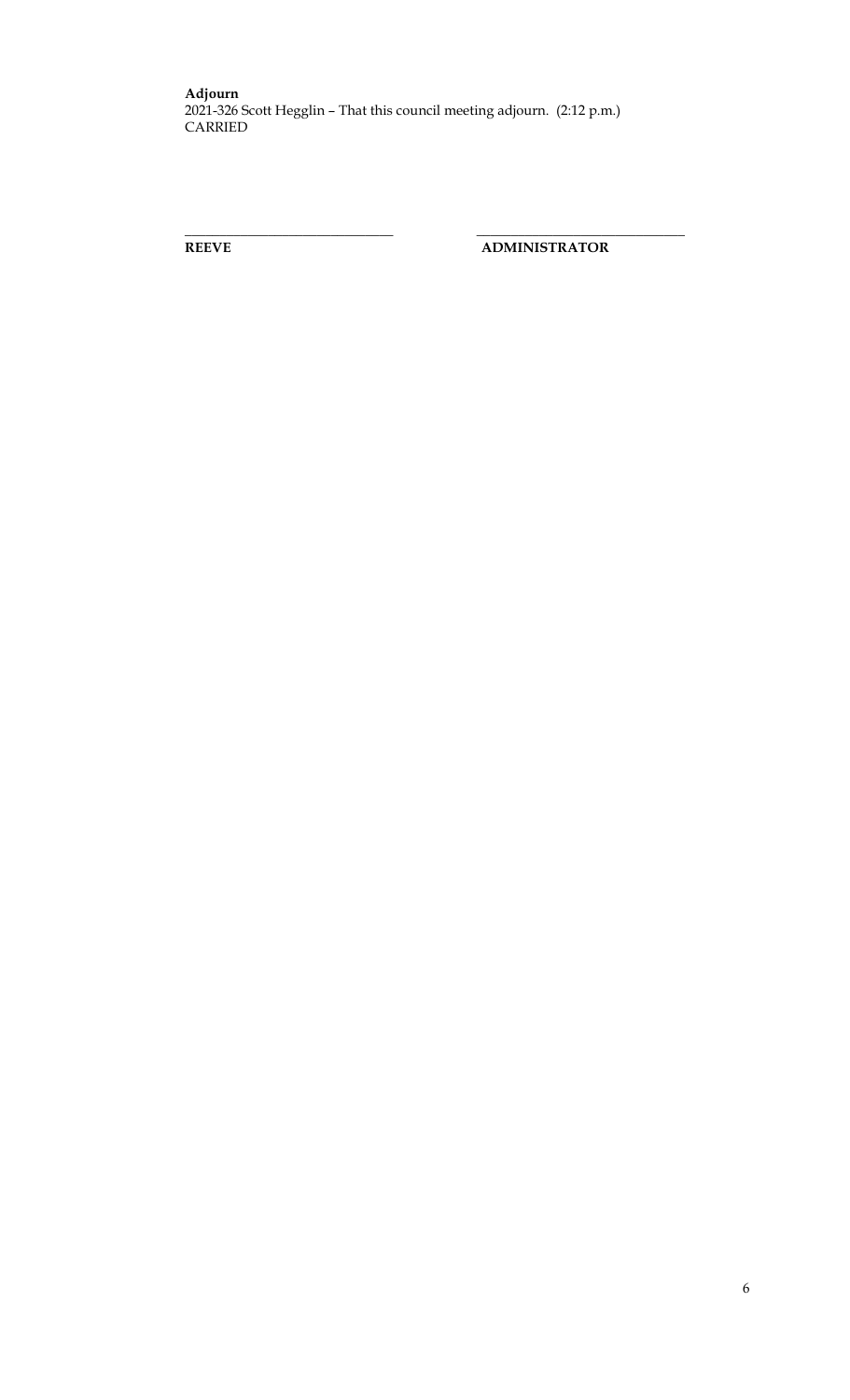**Adjourn**
2021-326 Scott Hegglin – That this council meeting adjourn. (2:12 p.m.)
CARRIED

\_\_\_\_\_\_\_\_\_\_\_\_\_\_\_\_\_\_\_\_\_\_\_\_\_\_\_\_\_\_ \_\_\_\_\_\_\_\_\_\_\_\_\_\_\_\_\_\_\_\_\_\_\_\_\_\_\_\_\_\_

**REEVE** **ADMINISTRATOR**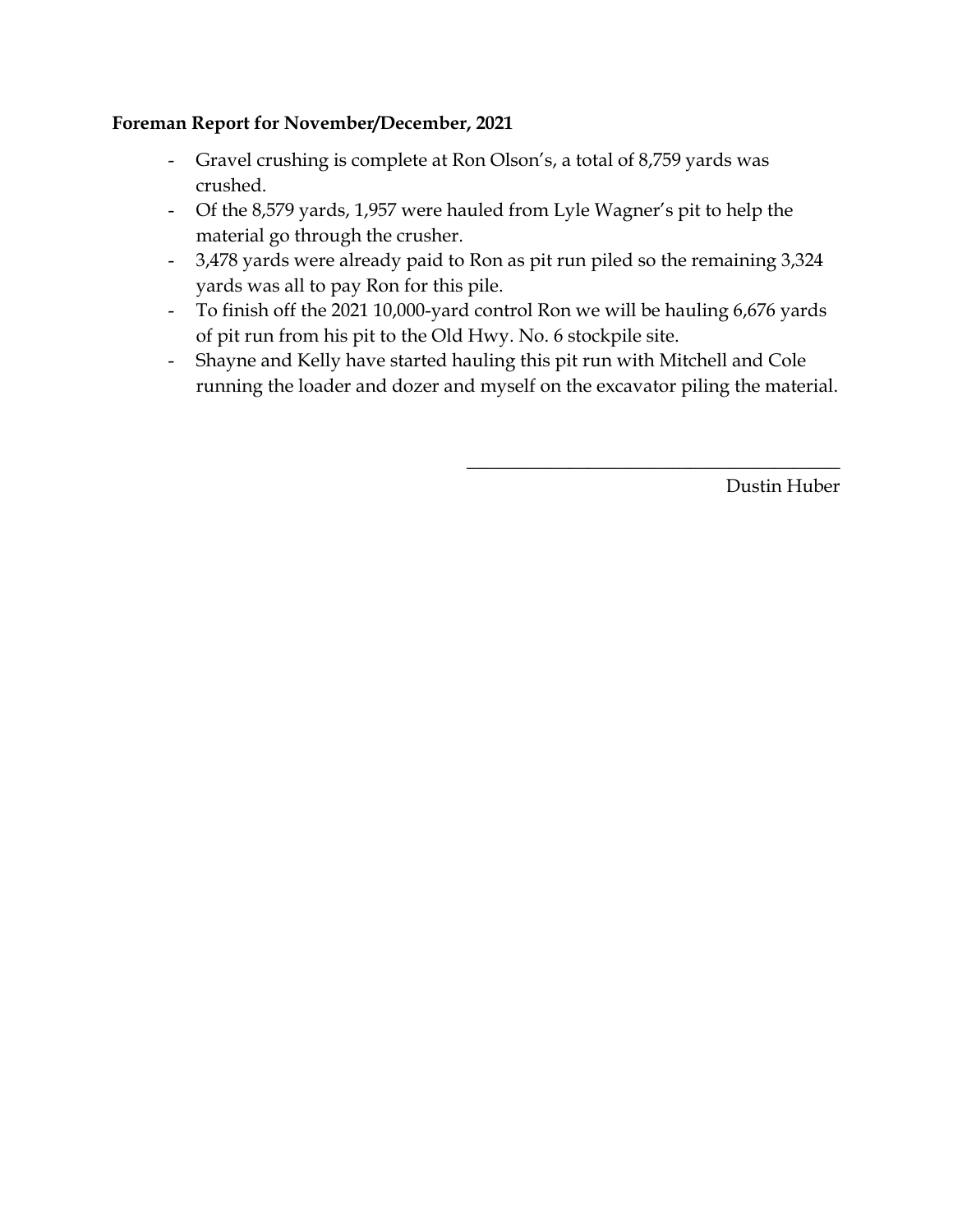**Foreman Report for November/December, 2021**

- Gravel crushing is complete at Ron Olson's, a total of 8,759 yards was crushed.
- Of the 8,579 yards, 1,957 were hauled from Lyle Wagner's pit to help the material go through the crusher.
- 3,478 yards were already paid to Ron as pit run piled so the remaining 3,324 yards was all to pay Ron for this pile.
- To finish off the 2021 10,000-yard control Ron we will be hauling 6,676 yards of pit run from his pit to the Old Hwy. No. 6 stockpile site.
- Shayne and Kelly have started hauling this pit run with Mitchell and Cole running the loader and dozer and myself on the excavator piling the material.

\_\_\_\_\_\_\_\_\_\_\_\_\_\_\_\_\_\_\_\_\_\_\_\_\_\_\_\_\_\_\_\_\_\_\_\_\_\_\_\_

Dustin Huber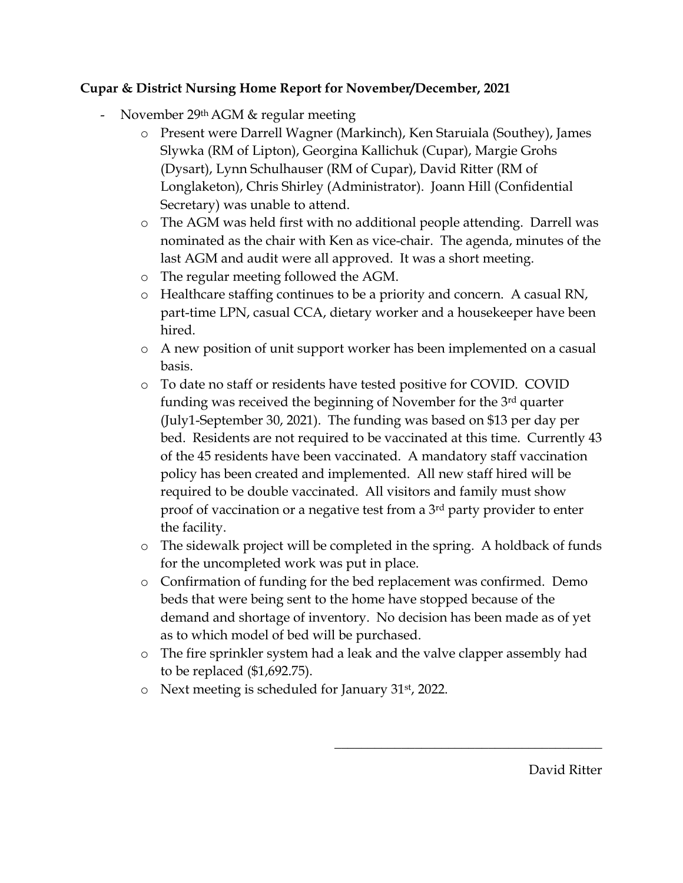**Cupar & District Nursing Home Report for November/December, 2021**

- November 29th AGM & regular meeting
  - Present were Darrell Wagner (Markinch), Ken Staruiala (Southey), James Slywka (RM of Lipton), Georgina Kallichuk (Cupar), Margie Grohs (Dysart), Lynn Schulhauser (RM of Cupar), David Ritter (RM of Longlaketon), Chris Shirley (Administrator). Joann Hill (Confidential Secretary) was unable to attend.
  - The AGM was held first with no additional people attending. Darrell was nominated as the chair with Ken as vice-chair. The agenda, minutes of the last AGM and audit were all approved. It was a short meeting.
  - The regular meeting followed the AGM.
  - Healthcare staffing continues to be a priority and concern. A casual RN, part-time LPN, casual CCA, dietary worker and a housekeeper have been hired.
  - A new position of unit support worker has been implemented on a casual basis.
  - To date no staff or residents have tested positive for COVID. COVID funding was received the beginning of November for the 3rd quarter (July1-September 30, 2021). The funding was based on $13 per day per bed. Residents are not required to be vaccinated at this time. Currently 43 of the 45 residents have been vaccinated. A mandatory staff vaccination policy has been created and implemented. All new staff hired will be required to be double vaccinated. All visitors and family must show proof of vaccination or a negative test from a 3rd party provider to enter the facility.
  - The sidewalk project will be completed in the spring. A holdback of funds for the uncompleted work was put in place.
  - Confirmation of funding for the bed replacement was confirmed. Demo beds that were being sent to the home have stopped because of the demand and shortage of inventory. No decision has been made as of yet as to which model of bed will be purchased.
  - The fire sprinkler system had a leak and the valve clapper assembly had to be replaced ($1,692.75).
  - Next meeting is scheduled for January 31st, 2022.

\_\_\_\_\_\_\_\_\_\_\_\_\_\_\_\_\_\_\_\_\_\_\_\_\_\_\_\_\_\_\_\_\_\_\_\_\_\_\_\_

David Ritter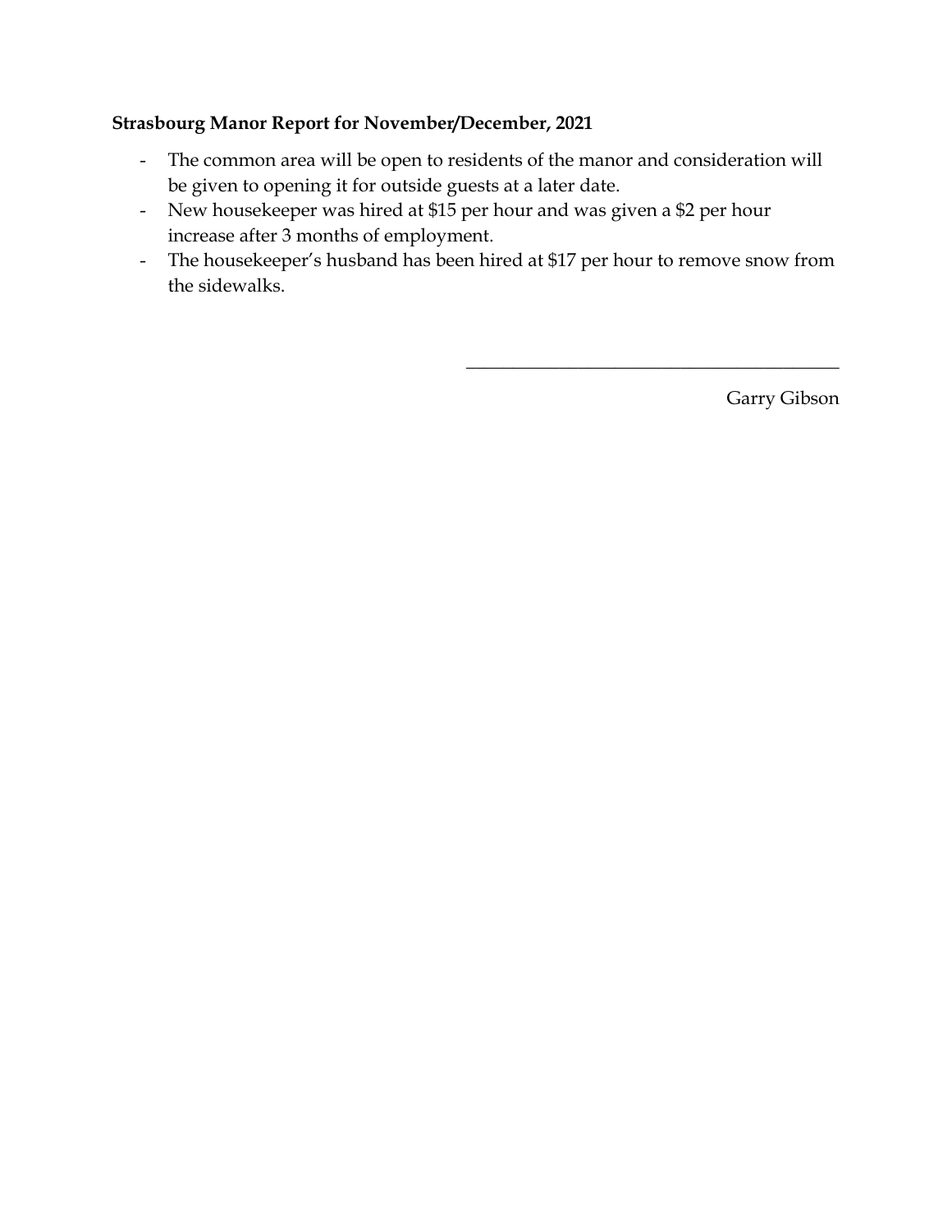**Strasbourg Manor Report for November/December, 2021**

- The common area will be open to residents of the manor and consideration will be given to opening it for outside guests at a later date.
- New housekeeper was hired at $15 per hour and was given a $2 per hour increase after 3 months of employment.
- The housekeeper's husband has been hired at $17 per hour to remove snow from the sidewalks.

\_\_\_\_\_\_\_\_\_\_\_\_\_\_\_\_\_\_\_\_\_\_\_\_\_\_\_\_\_\_\_\_\_\_\_\_\_\_\_\_

Garry Gibson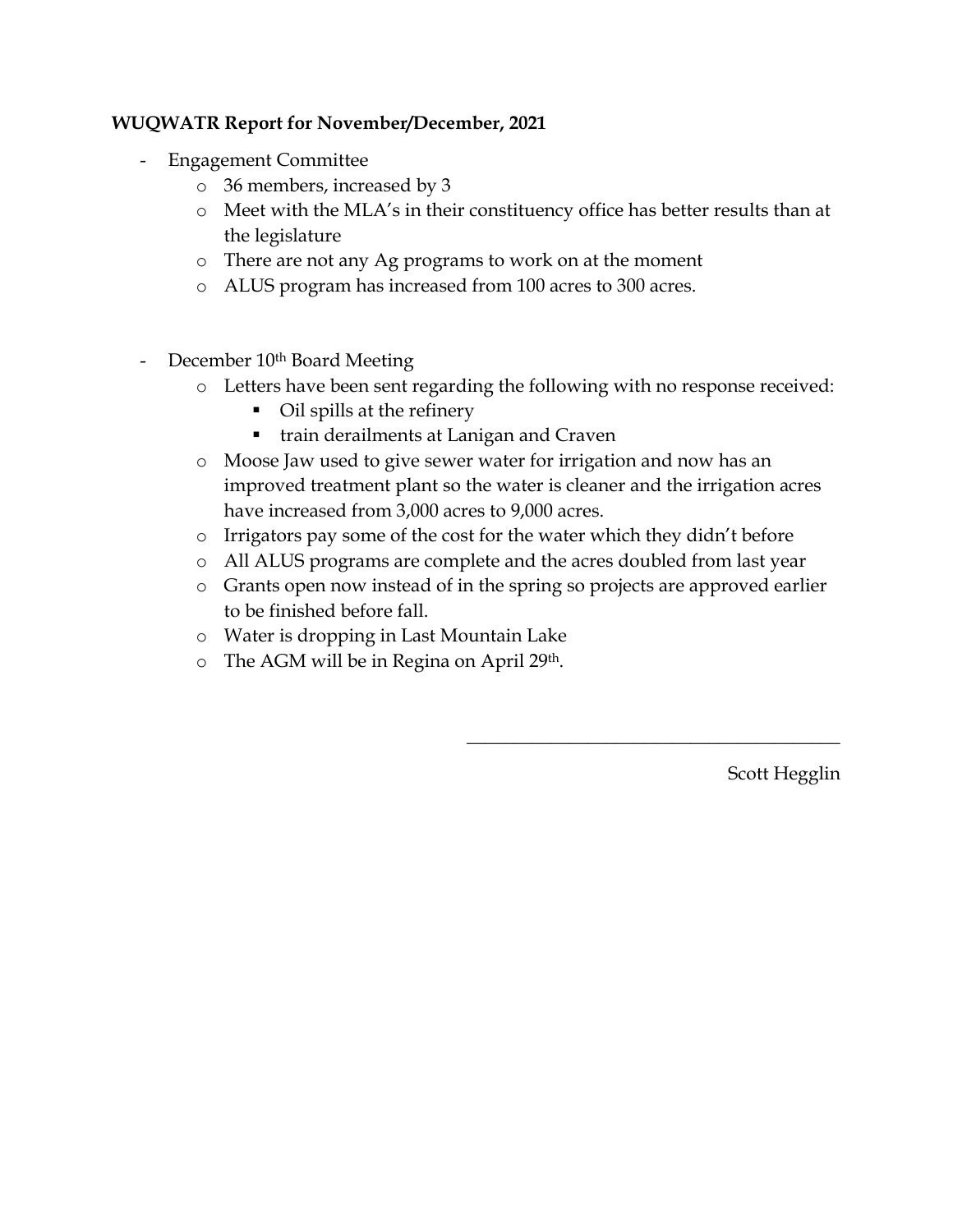**WUQWATR Report for November/December, 2021**

- Engagement Committee
  - 36 members, increased by 3
  - Meet with the MLA's in their constituency office has better results than at the legislature
  - There are not any Ag programs to work on at the moment
  - ALUS program has increased from 100 acres to 300 acres.

- December 10th Board Meeting
  - Letters have been sent regarding the following with no response received:
    - Oil spills at the refinery
    - train derailments at Lanigan and Craven
  - Moose Jaw used to give sewer water for irrigation and now has an improved treatment plant so the water is cleaner and the irrigation acres have increased from 3,000 acres to 9,000 acres.
  - Irrigators pay some of the cost for the water which they didn't before
  - All ALUS programs are complete and the acres doubled from last year
  - Grants open now instead of in the spring so projects are approved earlier to be finished before fall.
  - Water is dropping in Last Mountain Lake
  - The AGM will be in Regina on April 29th.

\_\_\_\_\_\_\_\_\_\_\_\_\_\_\_\_\_\_\_\_\_\_\_\_\_\_\_\_\_\_\_\_\_\_\_\_\_\_\_\_

Scott Hegglin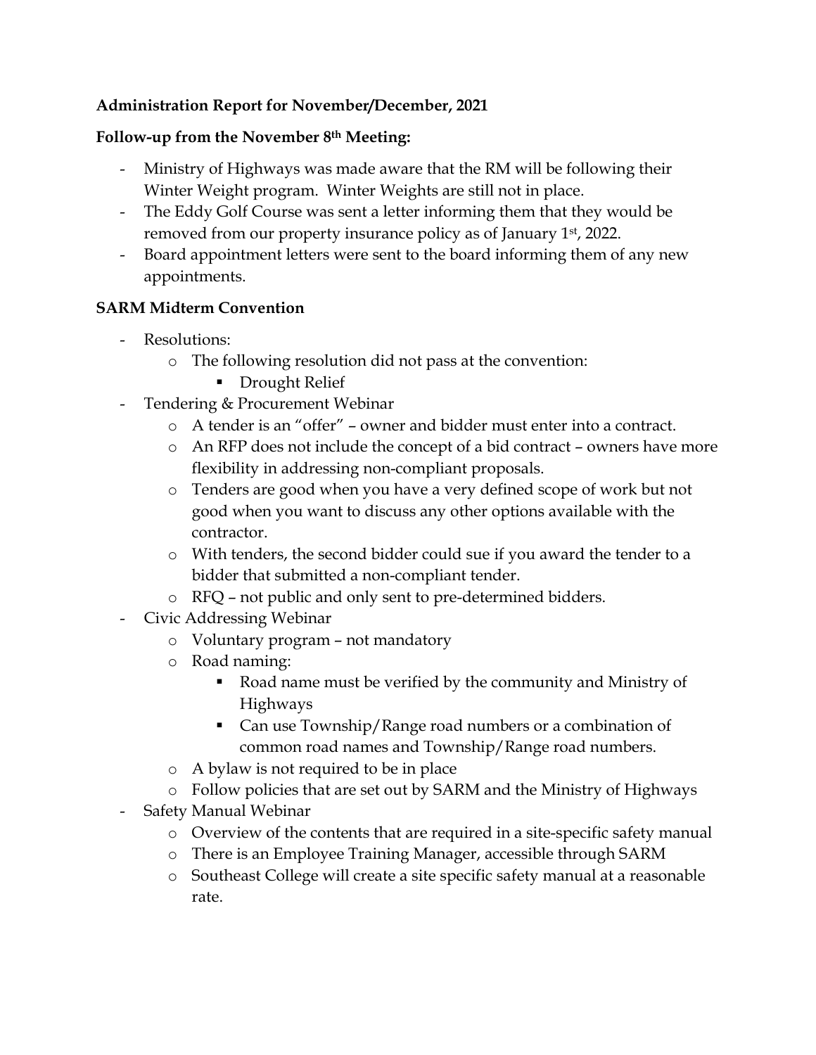**Administration Report for November/December, 2021**

**Follow-up from the November 8th Meeting:**

- Ministry of Highways was made aware that the RM will be following their Winter Weight program. Winter Weights are still not in place.
- The Eddy Golf Course was sent a letter informing them that they would be removed from our property insurance policy as of January 1st, 2022.
- Board appointment letters were sent to the board informing them of any new appointments.

**SARM Midterm Convention**

- Resolutions:
  - The following resolution did not pass at the convention:
    - Drought Relief
- Tendering & Procurement Webinar
  - A tender is an "offer" – owner and bidder must enter into a contract.
  - An RFP does not include the concept of a bid contract – owners have more flexibility in addressing non-compliant proposals.
  - Tenders are good when you have a very defined scope of work but not good when you want to discuss any other options available with the contractor.
  - With tenders, the second bidder could sue if you award the tender to a bidder that submitted a non-compliant tender.
  - RFQ – not public and only sent to pre-determined bidders.
- Civic Addressing Webinar
  - Voluntary program – not mandatory
  - Road naming:
    - Road name must be verified by the community and Ministry of Highways
    - Can use Township/Range road numbers or a combination of common road names and Township/Range road numbers.
  - A bylaw is not required to be in place
  - Follow policies that are set out by SARM and the Ministry of Highways
- Safety Manual Webinar
  - Overview of the contents that are required in a site-specific safety manual
  - There is an Employee Training Manager, accessible through SARM
  - Southeast College will create a site specific safety manual at a reasonable rate.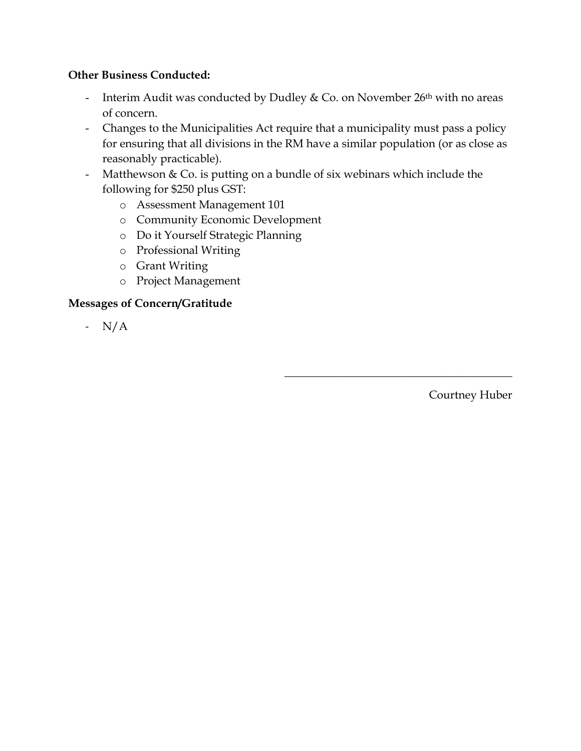**Other Business Conducted:**

- Interim Audit was conducted by Dudley & Co. on November 26th with no areas of concern.
- Changes to the Municipalities Act require that a municipality must pass a policy for ensuring that all divisions in the RM have a similar population (or as close as reasonably practicable).
- Matthewson & Co. is putting on a bundle of six webinars which include the following for $250 plus GST:
  - Assessment Management 101
  - Community Economic Development
  - Do it Yourself Strategic Planning
  - Professional Writing
  - Grant Writing
  - Project Management

**Messages of Concern/Gratitude**

- N/A

\_\_\_\_\_\_\_\_\_\_\_\_\_\_\_\_\_\_\_\_\_\_\_\_\_\_\_\_\_\_\_\_\_\_\_\_\_\_\_\_

Courtney Huber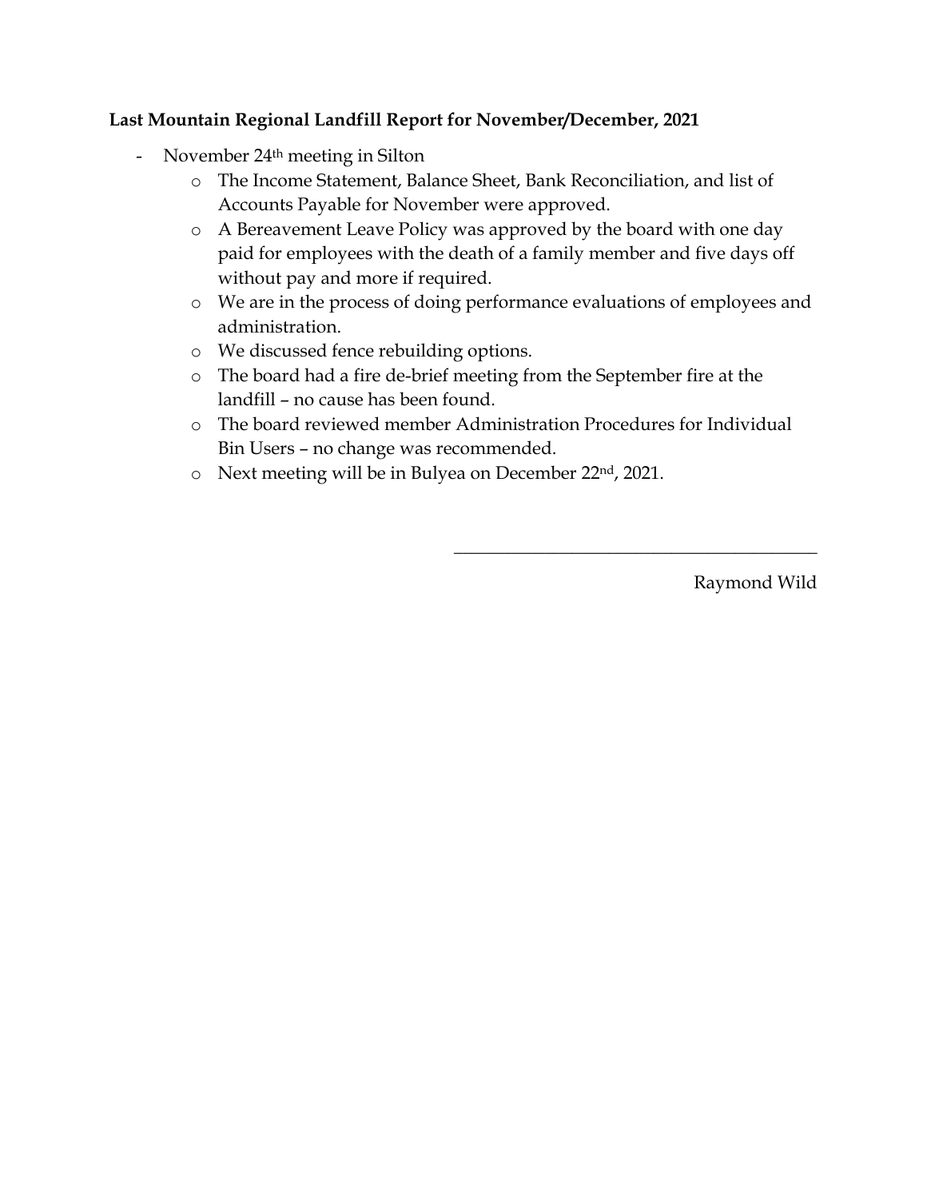**Last Mountain Regional Landfill Report for November/December, 2021**

- November 24th meeting in Silton
  - The Income Statement, Balance Sheet, Bank Reconciliation, and list of Accounts Payable for November were approved.
  - A Bereavement Leave Policy was approved by the board with one day paid for employees with the death of a family member and five days off without pay and more if required.
  - We are in the process of doing performance evaluations of employees and administration.
  - We discussed fence rebuilding options.
  - The board had a fire de-brief meeting from the September fire at the landfill – no cause has been found.
  - The board reviewed member Administration Procedures for Individual Bin Users – no change was recommended.
  - Next meeting will be in Bulyea on December 22nd, 2021.

\_\_\_\_\_\_\_\_\_\_\_\_\_\_\_\_\_\_\_\_\_\_\_\_\_\_\_\_\_\_\_\_\_\_\_\_\_\_\_\_

Raymond Wild